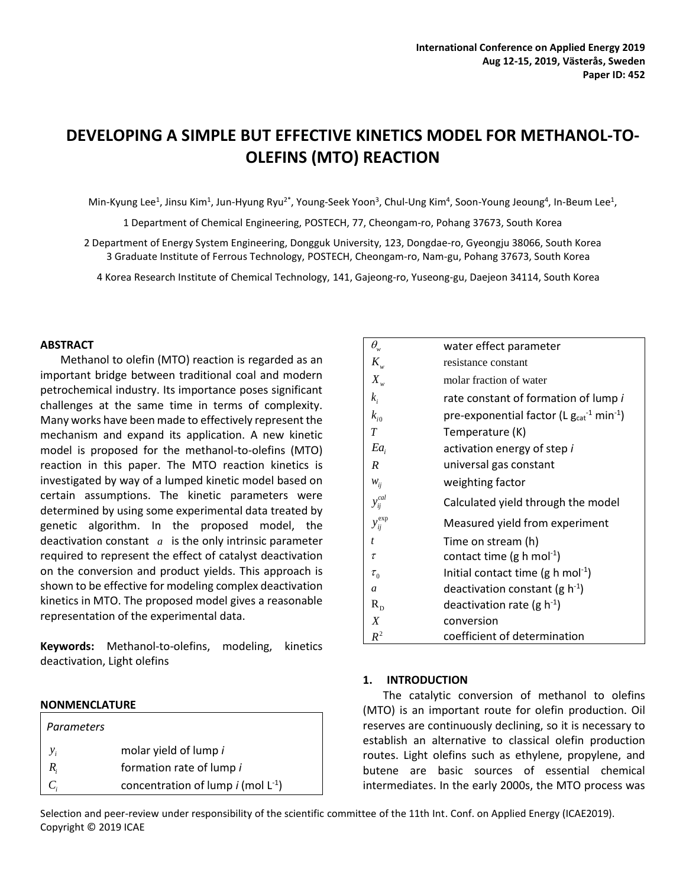# DEVELOPING A SIMPLE BUT EFFECTIVE KINETICS MODEL FOR METHANOL-TO-OLEFINS (MTO) REACTION

Min-Kyung Lee[1], Jinsu Kim[1], Jun-Hyung Ryu[2*], Young-Seek Yoon[3], Chul-Ung Kim[4], Soon-Young Jeoung[4], In-Beum Lee[1],

1 Department of Chemical Engineering, POSTECH, 77, Cheongam-ro, Pohang 37673, South Korea

2 Department of Energy System Engineering, Dongguk University, 123, Dongdae-ro, Gyeongju 38066, South Korea
3 Graduate Institute of Ferrous Technology, POSTECH, Cheongam-ro, Nam-gu, Pohang 37673, South Korea

4 Korea Research Institute of Chemical Technology, 141, Gajeong-ro, Yuseong-gu, Daejeon 34114, South Korea

## ABSTRACT

Methanol to olefin (MTO) reaction is regarded as an important bridge between traditional coal and modern petrochemical industry. Its importance poses significant challenges at the same time in terms of complexity. Many works have been made to effectively represent the mechanism and expand its application. A new kinetic model is proposed for the methanol-to-olefins (MTO) reaction in this paper. The MTO reaction kinetics is investigated by way of a lumped kinetic model based on certain assumptions. The kinetic parameters were determined by using some experimental data treated by genetic algorithm. In the proposed model, the deactivation constant $a$ is the only intrinsic parameter required to represent the effect of catalyst deactivation on the conversion and product yields. This approach is shown to be effective for modeling complex deactivation kinetics in MTO. The proposed model gives a reasonable representation of the experimental data.

**Keywords:** Methanol-to-olefins, modeling, kinetics deactivation, Light olefins

## NONMENCLATURE

| *Parameters* | |
|---|---|
| $y_i$ | molar yield of lump *i* |
| $R_i$ | formation rate of lump *i* |
| $C_i$ | concentration of lump *i* (mol $L^{-1}$) |
| $\theta_w$ | water effect parameter |
| $K_w$ | resistance constant |
| $X_w$ | molar fraction of water |
| $k_i$ | rate constant of formation of lump *i* |
| $k_{i0}$ | pre-exponential factor (L $g_{cat}^{-1}$ $min^{-1}$) |
| $T$ | Temperature (K) |
| $Ea_i$ | activation energy of step *i* |
| $R$ | universal gas constant |
| $w_{ij}$ | weighting factor |
| $y_{ij}^{cal}$ | Calculated yield through the model |
| $y_{ij}^{exp}$ | Measured yield from experiment |
| $t$ | Time on stream (h) |
| $\tau$ | contact time (g h $mol^{-1}$) |
| $\tau_0$ | Initial contact time (g h $mol^{-1}$) |
| $a$ | deactivation constant (g $h^{-1}$) |
| $R_D$ | deactivation rate (g $h^{-1}$) |
| $X$ | conversion |
| $R^2$ | coefficient of determination |

## 1. INTRODUCTION

The catalytic conversion of methanol to olefins (MTO) is an important route for olefin production. Oil reserves are continuously declining, so it is necessary to establish an alternative to classical olefin production routes. Light olefins such as ethylene, propylene, and butene are basic sources of essential chemical intermediates. In the early 2000s, the MTO process was

Selection and peer-review under responsibility of the scientific committee of the 11th Int. Conf. on Applied Energy (ICAE2019).
Copyright © 2019 ICAE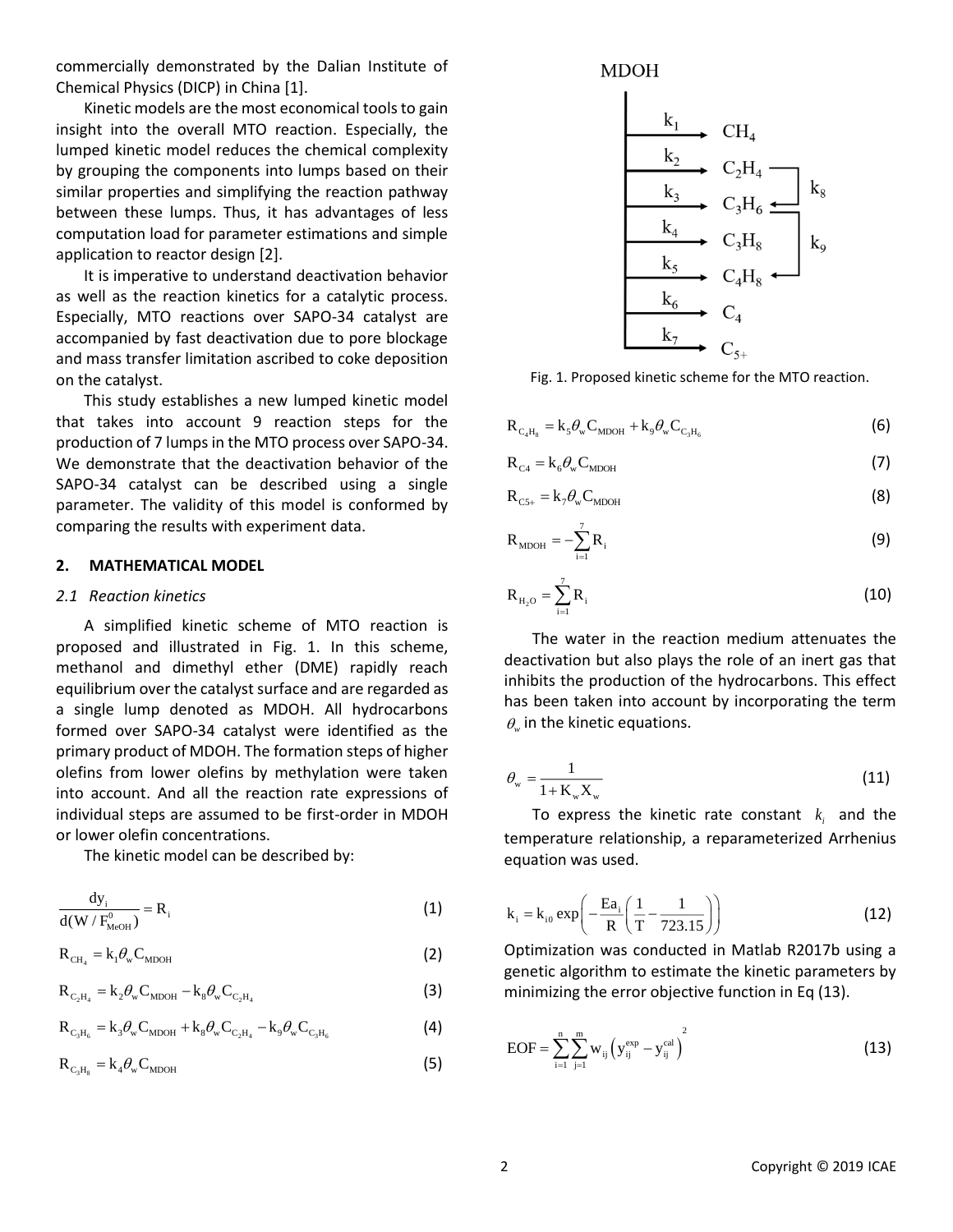commercially demonstrated by the Dalian Institute of Chemical Physics (DICP) in China [1].

Kinetic models are the most economical tools to gain insight into the overall MTO reaction. Especially, the lumped kinetic model reduces the chemical complexity by grouping the components into lumps based on their similar properties and simplifying the reaction pathway between these lumps. Thus, it has advantages of less computation load for parameter estimations and simple application to reactor design [2].

It is imperative to understand deactivation behavior as well as the reaction kinetics for a catalytic process. Especially, MTO reactions over SAPO-34 catalyst are accompanied by fast deactivation due to pore blockage and mass transfer limitation ascribed to coke deposition on the catalyst.

This study establishes a new lumped kinetic model that takes into account 9 reaction steps for the production of 7 lumps in the MTO process over SAPO-34. We demonstrate that the deactivation behavior of the SAPO-34 catalyst can be described using a single parameter. The validity of this model is conformed by comparing the results with experiment data.

## 2. MATHEMATICAL MODEL

### *2.1 Reaction kinetics*

A simplified kinetic scheme of MTO reaction is proposed and illustrated in Fig. 1. In this scheme, methanol and dimethyl ether (DME) rapidly reach equilibrium over the catalyst surface and are regarded as a single lump denoted as MDOH. All hydrocarbons formed over SAPO-34 catalyst were identified as the primary product of MDOH. The formation steps of higher olefins from lower olefins by methylation were taken into account. And all the reaction rate expressions of individual steps are assumed to be first-order in MDOH or lower olefin concentrations.

The kinetic model can be described by:

$$\frac{dy_i}{d(W/F^0_{MeOH})} = R_i \tag{1}$$

$$R_{CH_4} = k_1 \theta_w C_{MDOH} \tag{2}$$

$$R_{C_2H_4} = k_2 \theta_w C_{MDOH} - k_8 \theta_w C_{C_2H_4} \tag{3}$$

$$R_{C_3H_6} = k_3 \theta_w C_{MDOH} + k_8 \theta_w C_{C_2H_4} - k_9 \theta_w C_{C_3H_6} \tag{4}$$

$$R_{C_3H_8} = k_4 \theta_w C_{MDOH} \tag{5}$$

MDOH

$k_1$ → $CH_4$; $k_2$ → $C_2H_4$; $k_3$ → $C_3H_6$; $k_4$ → $C_3H_8$; $k_5$ → $C_4H_8$; $k_6$ → $C_4$; $k_7$ → $C_{5+}$; $C_2H_4$ $k_8$ → $C_3H_6$; $C_3H_6$ $k_9$ → $C_4H_8$

Fig. 1. Proposed kinetic scheme for the MTO reaction.

$$R_{C_4H_8} = k_5 \theta_w C_{MDOH} + k_9 \theta_w C_{C_3H_6} \tag{6}$$

$$R_{C4} = k_6 \theta_w C_{MDOH} \tag{7}$$

$$R_{C5+} = k_7 \theta_w C_{MDOH} \tag{8}$$

$$R_{MDOH} = -\sum_{i=1}^{7} R_i \tag{9}$$

$$R_{H_2O} = \sum_{i=1}^{7} R_i \tag{10}$$

The water in the reaction medium attenuates the deactivation but also plays the role of an inert gas that inhibits the production of the hydrocarbons. This effect has been taken into account by incorporating the term $\theta_w$ in the kinetic equations.

$$\theta_w = \frac{1}{1 + K_w X_w} \tag{11}$$

To express the kinetic rate constant $k_i$ and the temperature relationship, a reparameterized Arrhenius equation was used.

$$k_i = k_{i0} \exp\left(-\frac{Ea_i}{R}\left(\frac{1}{T} - \frac{1}{723.15}\right)\right) \tag{12}$$

Optimization was conducted in Matlab R2017b using a genetic algorithm to estimate the kinetic parameters by minimizing the error objective function in Eq (13).

$$EOF = \sum_{i=1}^{n} \sum_{j=1}^{m} w_{ij} \left(y_{ij}^{exp} - y_{ij}^{cal}\right)^2 \tag{13}$$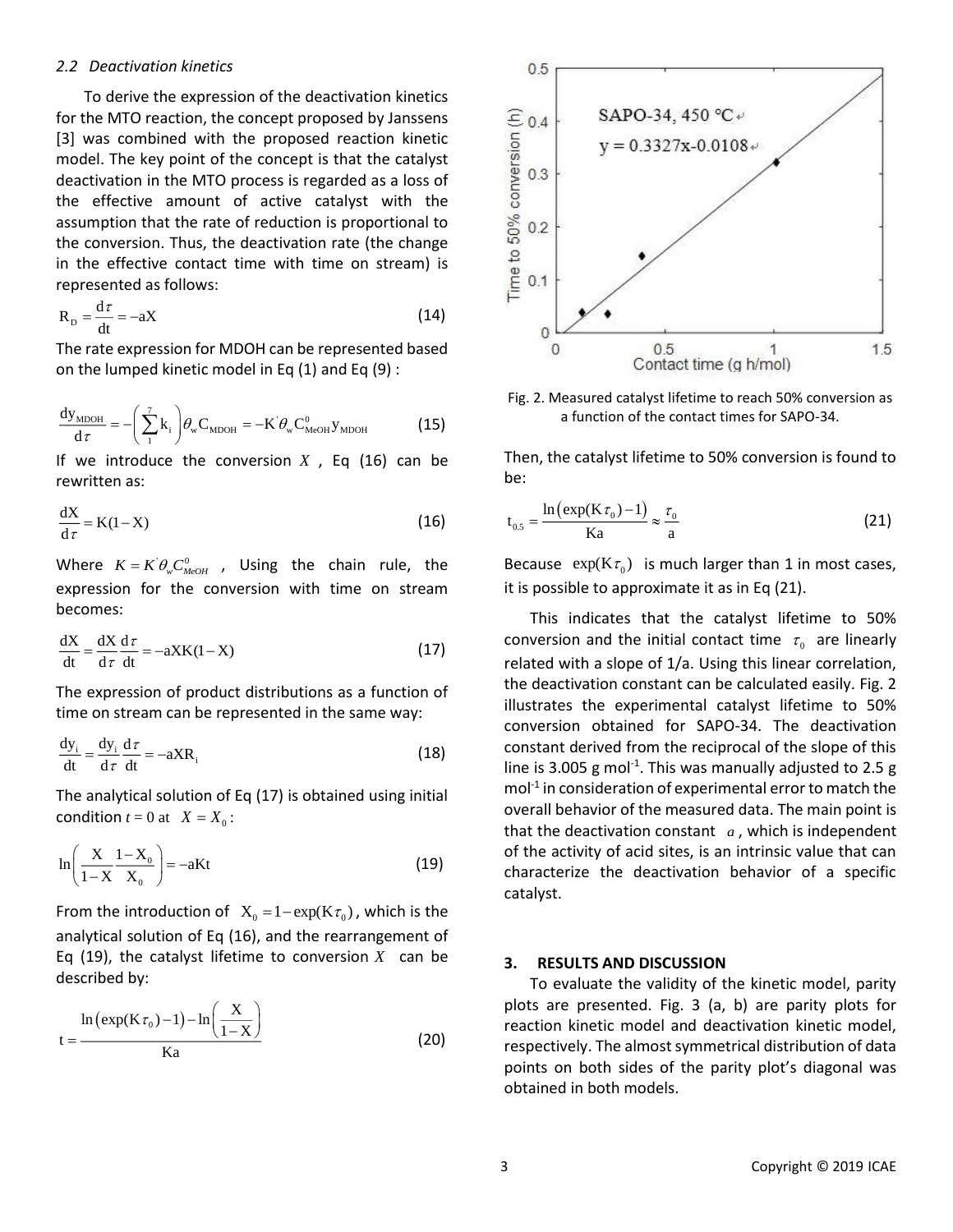### 2.2 Deactivation kinetics

To derive the expression of the deactivation kinetics for the MTO reaction, the concept proposed by Janssens [3] was combined with the proposed reaction kinetic model. The key point of the concept is that the catalyst deactivation in the MTO process is regarded as a loss of the effective amount of active catalyst with the assumption that the rate of reduction is proportional to the conversion. Thus, the deactivation rate (the change in the effective contact time with time on stream) is represented as follows:

$$R_D = \frac{d\tau}{dt} = -aX \tag{14}$$

The rate expression for MDOH can be represented based on the lumped kinetic model in Eq (1) and Eq (9) :

$$\frac{dy_{MDOH}}{d\tau} = -\left(\sum_{1}^{7} k_i\right)\theta_w C_{MDOH} = -K'\theta_w C^0_{MeOH} y_{MDOH} \tag{15}$$

If we introduce the conversion $X$ , Eq (16) can be rewritten as:

$$\frac{dX}{d\tau} = K(1-X) \tag{16}$$

Where $K = K'\theta_w C^0_{MeOH}$ , Using the chain rule, the expression for the conversion with time on stream becomes:

$$\frac{dX}{dt} = \frac{dX}{d\tau}\frac{d\tau}{dt} = -aXK(1-X) \tag{17}$$

The expression of product distributions as a function of time on stream can be represented in the same way:

$$\frac{dy_i}{dt} = \frac{dy_i}{d\tau}\frac{d\tau}{dt} = -aXR_i \tag{18}$$

The analytical solution of Eq (17) is obtained using initial condition $t = 0$ at $X = X_0$:

$$\ln\left(\frac{X}{1-X}\frac{1-X_0}{X_0}\right) = -aKt \tag{19}$$

From the introduction of $X_0 = 1 - \exp(K\tau_0)$, which is the analytical solution of Eq (16), and the rearrangement of Eq (19), the catalyst lifetime to conversion $X$ can be described by:

$$t = \frac{\ln\left(\exp(K\tau_0) - 1\right) - \ln\left(\frac{X}{1-X}\right)}{Ka} \tag{20}$$

Fig. 2. Measured catalyst lifetime to reach 50% conversion as a function of the contact times for SAPO-34.

Then, the catalyst lifetime to 50% conversion is found to be:

$$t_{0.5} = \frac{\ln\left(\exp(K\tau_0) - 1\right)}{Ka} \approx \frac{\tau_0}{a} \tag{21}$$

Because $\exp(K\tau_0)$ is much larger than 1 in most cases, it is possible to approximate it as in Eq (21).

This indicates that the catalyst lifetime to 50% conversion and the initial contact time $\tau_0$ are linearly related with a slope of 1/a. Using this linear correlation, the deactivation constant can be calculated easily. Fig. 2 illustrates the experimental catalyst lifetime to 50% conversion obtained for SAPO-34. The deactivation constant derived from the reciprocal of the slope of this line is 3.005 g $mol^{-1}$. This was manually adjusted to 2.5 g $mol^{-1}$ in consideration of experimental error to match the overall behavior of the measured data. The main point is that the deactivation constant $a$, which is independent of the activity of acid sites, is an intrinsic value that can characterize the deactivation behavior of a specific catalyst.

## 3. RESULTS AND DISCUSSION

To evaluate the validity of the kinetic model, parity plots are presented. Fig. 3 (a, b) are parity plots for reaction kinetic model and deactivation kinetic model, respectively. The almost symmetrical distribution of data points on both sides of the parity plot's diagonal was obtained in both models.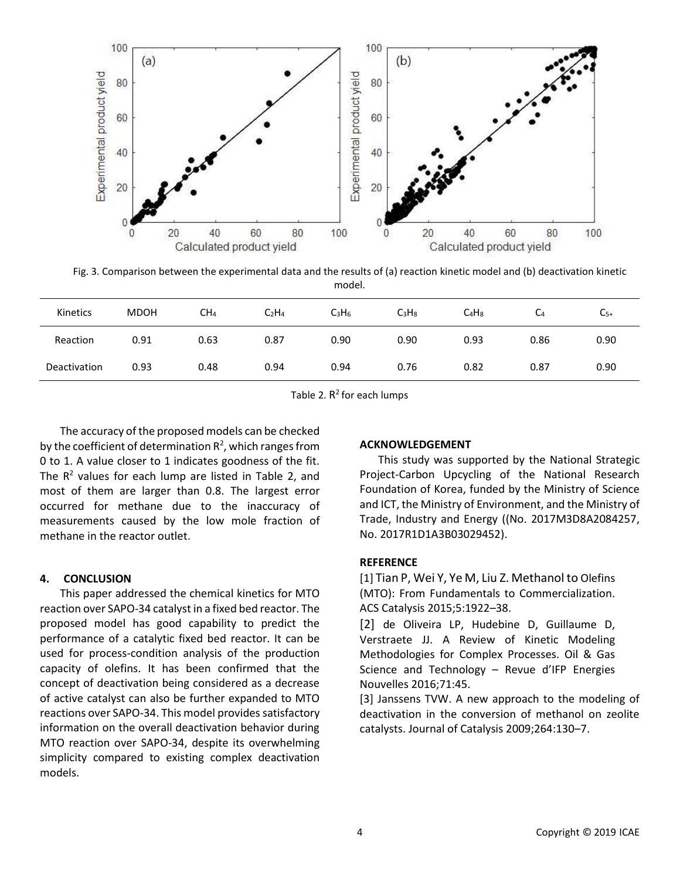(a)

Experimental product yield

Calculated product yield

0 20 40 60 80 100

(b)

Experimental product yield

Calculated product yield

0 20 40 60 80 100

Fig. 3. Comparison between the experimental data and the results of (a) reaction kinetic model and (b) deactivation kinetic model.

| Kinetics | MDOH | $CH_4$ | $C_2H_4$ | $C_3H_6$ | $C_3H_8$ | $C_4H_8$ | $C_4$ | $C_{5+}$ |
|---|---|---|---|---|---|---|---|---|
| Reaction | 0.91 | 0.63 | 0.87 | 0.90 | 0.90 | 0.93 | 0.86 | 0.90 |
| Deactivation | 0.93 | 0.48 | 0.94 | 0.94 | 0.76 | 0.82 | 0.87 | 0.90 |

Table 2. $R^2$ for each lumps

The accuracy of the proposed models can be checked by the coefficient of determination $R^2$, which ranges from 0 to 1. A value closer to 1 indicates goodness of the fit. The $R^2$ values for each lump are listed in Table 2, and most of them are larger than 0.8. The largest error occurred for methane due to the inaccuracy of measurements caused by the low mole fraction of methane in the reactor outlet.

## 4. CONCLUSION

This paper addressed the chemical kinetics for MTO reaction over SAPO-34 catalyst in a fixed bed reactor. The proposed model has good capability to predict the performance of a catalytic fixed bed reactor. It can be used for process-condition analysis of the production capacity of olefins. It has been confirmed that the concept of deactivation being considered as a decrease of active catalyst can also be further expanded to MTO reactions over SAPO-34. This model provides satisfactory information on the overall deactivation behavior during MTO reaction over SAPO-34, despite its overwhelming simplicity compared to existing complex deactivation models.

## ACKNOWLEDGEMENT

This study was supported by the National Strategic Project-Carbon Upcycling of the National Research Foundation of Korea, funded by the Ministry of Science and ICT, the Ministry of Environment, and the Ministry of Trade, Industry and Energy ((No. 2017M3D8A2084257, No. 2017R1D1A3B03029452).

## REFERENCE

[1] Tian P, Wei Y, Ye M, Liu Z. Methanol to Olefins (MTO): From Fundamentals to Commercialization. ACS Catalysis 2015;5:1922–38.

[2] de Oliveira LP, Hudebine D, Guillaume D, Verstraete JJ. A Review of Kinetic Modeling Methodologies for Complex Processes. Oil & Gas Science and Technology – Revue d'IFP Energies Nouvelles 2016;71:45.

[3] Janssens TVW. A new approach to the modeling of deactivation in the conversion of methanol on zeolite catalysts. Journal of Catalysis 2009;264:130–7.